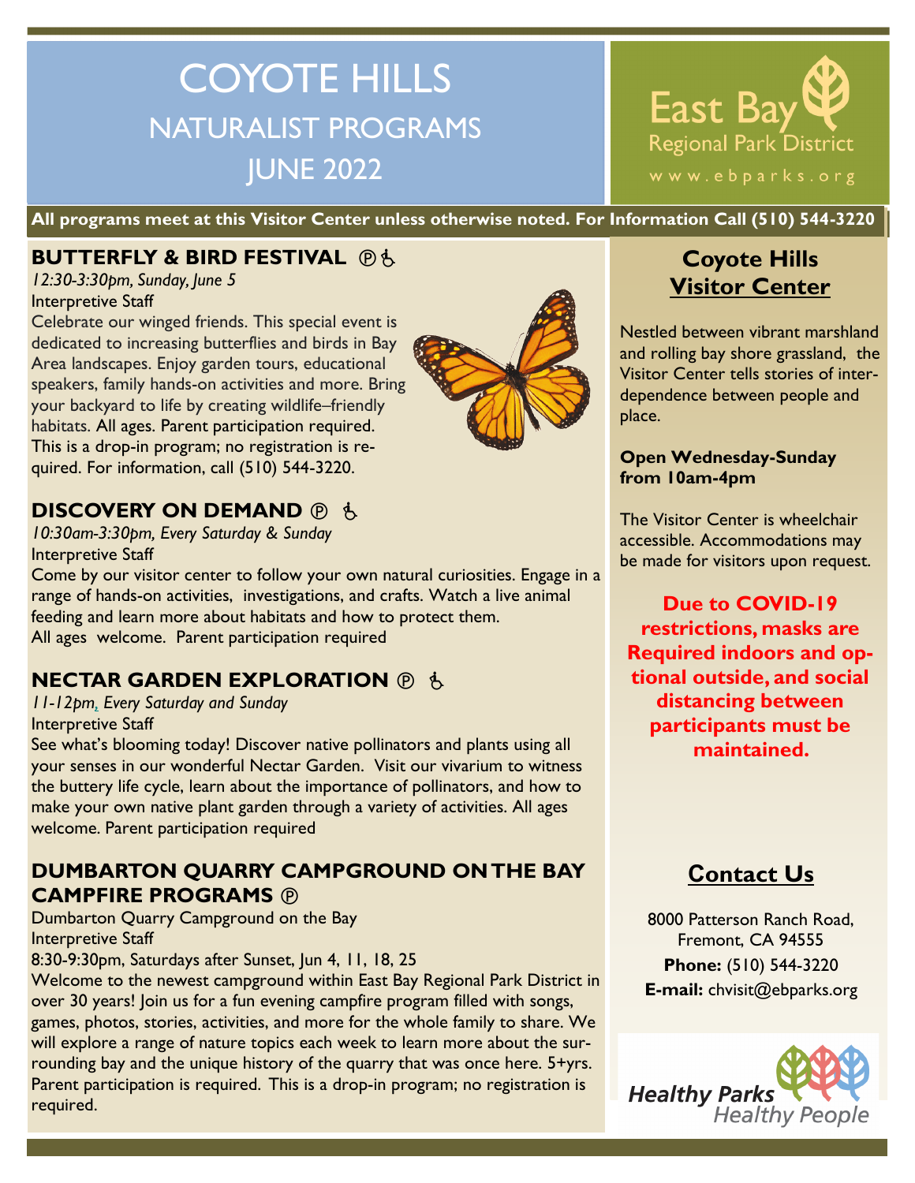# COYOTE HILLS
## NATURALIST PROGRAMS
## JUNE 2022

East Bay Regional Park District
www.ebparks.org

**All programs meet at this Visitor Center unless otherwise noted. For Information Call (510) 544-3220**

### BUTTERFLY & BIRD FESTIVAL Ⓟ ♿

*12:30-3:30pm, Sunday, June 5*

Interpretive Staff

Celebrate our winged friends. This special event is dedicated to increasing butterflies and birds in Bay Area landscapes. Enjoy garden tours, educational speakers, family hands-on activities and more. Bring your backyard to life by creating wildlife–friendly habitats. All ages. Parent participation required. This is a drop-in program; no registration is required. For information, call (510) 544-3220.

### DISCOVERY ON DEMAND Ⓟ ♿

*10:30am-3:30pm, Every Saturday & Sunday*

Interpretive Staff

Come by our visitor center to follow your own natural curiosities. Engage in a range of hands-on activities, investigations, and crafts. Watch a live animal feeding and learn more about habitats and how to protect them.
All ages welcome. Parent participation required

### NECTAR GARDEN EXPLORATION Ⓟ ♿

*11-12pm, Every Saturday and Sunday*

Interpretive Staff

See what's blooming today! Discover native pollinators and plants using all your senses in our wonderful Nectar Garden. Visit our vivarium to witness the buttery life cycle, learn about the importance of pollinators, and how to make your own native plant garden through a variety of activities. All ages welcome. Parent participation required

### DUMBARTON QUARRY CAMPGROUND ON THE BAY CAMPFIRE PROGRAMS Ⓟ

Dumbarton Quarry Campground on the Bay

Interpretive Staff

8:30-9:30pm, Saturdays after Sunset, Jun 4, 11, 18, 25

Welcome to the newest campground within East Bay Regional Park District in over 30 years! Join us for a fun evening campfire program filled with songs, games, photos, stories, activities, and more for the whole family to share. We will explore a range of nature topics each week to learn more about the surrounding bay and the unique history of the quarry that was once here. 5+yrs. Parent participation is required. This is a drop-in program; no registration is required.

## Coyote Hills Visitor Center

Nestled between vibrant marshland and rolling bay shore grassland, the Visitor Center tells stories of interdependence between people and place.

**Open Wednesday-Sunday from 10am-4pm**

The Visitor Center is wheelchair accessible. Accommodations may be made for visitors upon request.

**Due to COVID-19 restrictions, masks are Required indoors and optional outside, and social distancing between participants must be maintained.**

## Contact Us

8000 Patterson Ranch Road,
Fremont, CA 94555

**Phone:** (510) 544-3220

**E-mail:** chvisit@ebparks.org

Healthy Parks Healthy People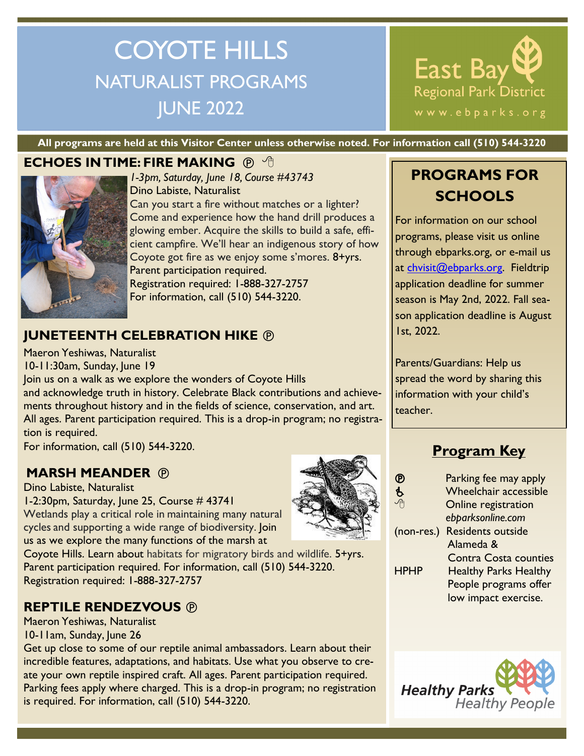# COYOTE HILLS NATURALIST PROGRAMS JUNE 2022

East Bay Regional Park District
www.ebparks.org

**All programs are held at this Visitor Center unless otherwise noted. For information call (510) 544-3220**

## ECHOES IN TIME: FIRE MAKING ℗ 🖱

*1-3pm, Saturday, June 18, Course #43743*
Dino Labiste, Naturalist
Can you start a fire without matches or a lighter? Come and experience how the hand drill produces a glowing ember. Acquire the skills to build a safe, efficient campfire. We'll hear an indigenous story of how Coyote got fire as we enjoy some s'mores. 8+yrs. Parent participation required.
Registration required: 1-888-327-2757
For information, call (510) 544-3220.

## JUNETEENTH CELEBRATION HIKE ℗

Maeron Yeshiwas, Naturalist
10-11:30am, Sunday, June 19
Join us on a walk as we explore the wonders of Coyote Hills and acknowledge truth in history. Celebrate Black contributions and achievements throughout history and in the fields of science, conservation, and art. All ages. Parent participation required. This is a drop-in program; no registration is required.
For information, call (510) 544-3220.

## MARSH MEANDER ℗

Dino Labiste, Naturalist
1-2:30pm, Saturday, June 25, Course # 43741
Wetlands play a critical role in maintaining many natural cycles and supporting a wide range of biodiversity. Join us as we explore the many functions of the marsh at Coyote Hills. Learn about habitats for migratory birds and wildlife. 5+yrs. Parent participation required. For information, call (510) 544-3220.
Registration required: 1-888-327-2757

## REPTILE RENDEZVOUS ℗

Maeron Yeshiwas, Naturalist
10-11am, Sunday, June 26
Get up close to some of our reptile animal ambassadors. Learn about their incredible features, adaptations, and habitats. Use what you observe to create your own reptile inspired craft. All ages. Parent participation required. Parking fees apply where charged. This is a drop-in program; no registration is required. For information, call (510) 544-3220.

## PROGRAMS FOR SCHOOLS

For information on our school programs, please visit us online through ebparks.org, or e-mail us at chvisit@ebparks.org. Fieldtrip application deadline for summer season is May 2nd, 2022. Fall season application deadline is August 1st, 2022.

Parents/Guardians: Help us spread the word by sharing this information with your child's teacher.

## Program Key

| | |
|---|---|
| ℗ | Parking fee may apply |
| ♿ | Wheelchair accessible |
| 🖱 | Online registration *ebparksonline.com* |
| (non-res.) | Residents outside Alameda & Contra Costa counties |
| HPHP | Healthy Parks Healthy People programs offer low impact exercise. |

Healthy Parks Healthy People